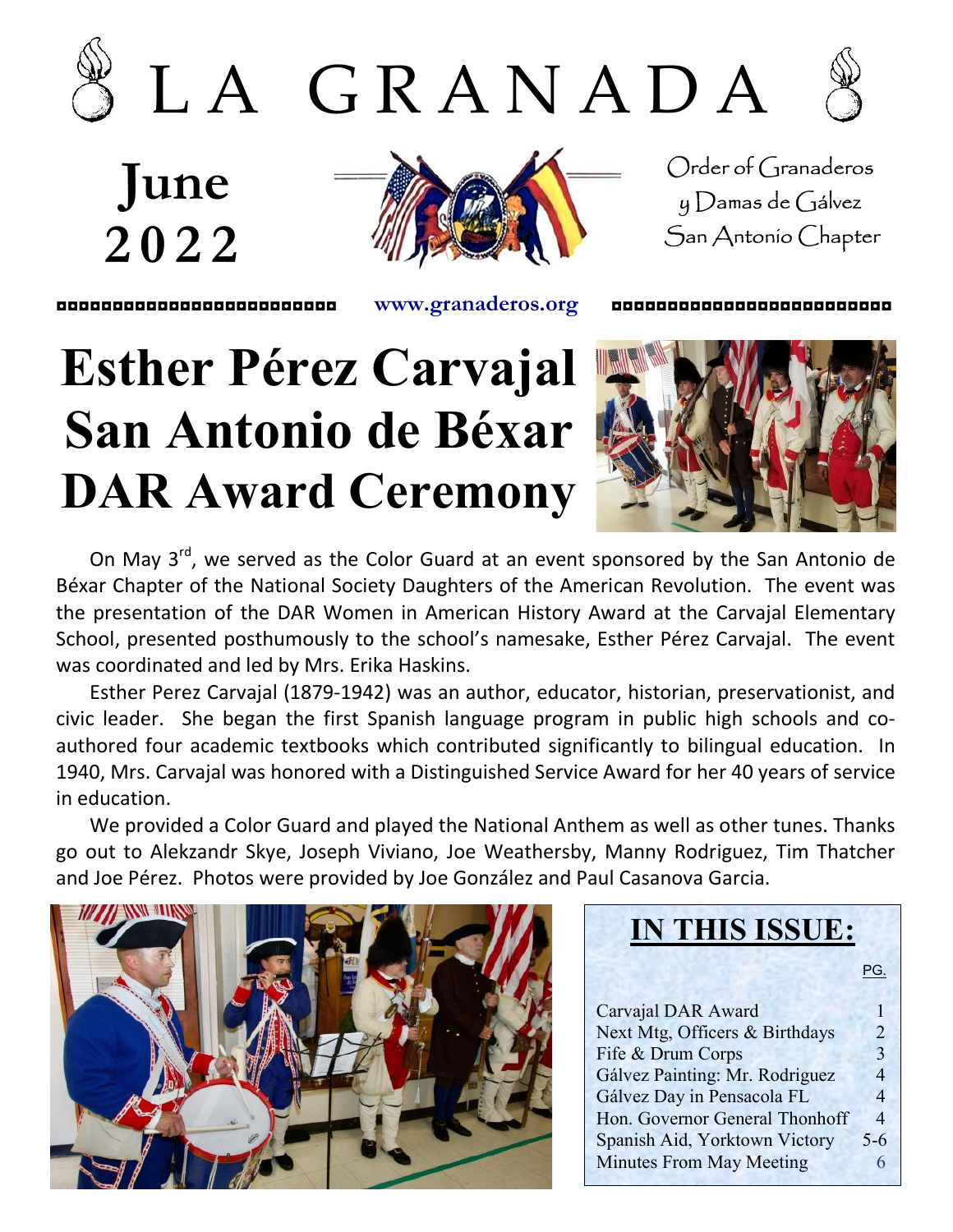# L A G R A N A D A

**June 2022**

Order of Granaderos y Damas de Gálvez
San Antonio Chapter

www.granaderos.org

# Esther Pérez Carvajal San Antonio de Béxar DAR Award Ceremony

On May 3rd, we served as the Color Guard at an event sponsored by the San Antonio de Béxar Chapter of the National Society Daughters of the American Revolution. The event was the presentation of the DAR Women in American History Award at the Carvajal Elementary School, presented posthumously to the school's namesake, Esther Pérez Carvajal. The event was coordinated and led by Mrs. Erika Haskins.

Esther Perez Carvajal (1879-1942) was an author, educator, historian, preservationist, and civic leader. She began the first Spanish language program in public high schools and co-authored four academic textbooks which contributed significantly to bilingual education. In 1940, Mrs. Carvajal was honored with a Distinguished Service Award for her 40 years of service in education.

We provided a Color Guard and played the National Anthem as well as other tunes. Thanks go out to Alekzandr Skye, Joseph Viviano, Joe Weathersby, Manny Rodriguez, Tim Thatcher and Joe Pérez. Photos were provided by Joe González and Paul Casanova Garcia.

## IN THIS ISSUE:

| | PG. |
|---|---|
| Carvajal DAR Award | 1 |
| Next Mtg, Officers & Birthdays | 2 |
| Fife & Drum Corps | 3 |
| Gálvez Painting: Mr. Rodriguez | 4 |
| Gálvez Day in Pensacola FL | 4 |
| Hon. Governor General Thonhoff | 4 |
| Spanish Aid, Yorktown Victory | 5-6 |
| Minutes From May Meeting | 6 |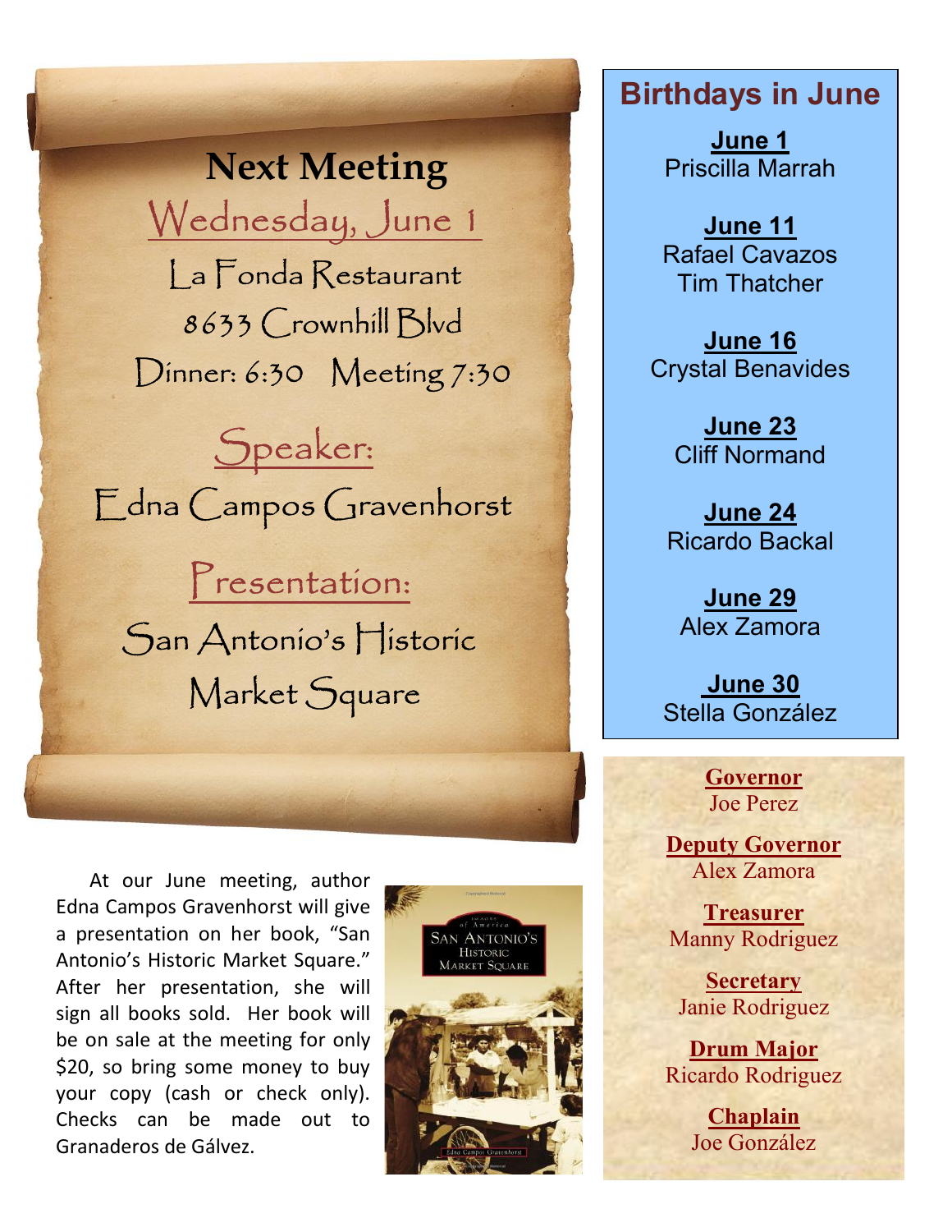## Next Meeting

**Wednesday, June 1**

La Fonda Restaurant

8633 Crownhill Blvd

Dinner: 6:30 Meeting 7:30

**Speaker:**

Edna Campos Gravenhorst

**Presentation:**

San Antonio's Historic Market Square

At our June meeting, author Edna Campos Gravenhorst will give a presentation on her book, "San Antonio's Historic Market Square." After her presentation, she will sign all books sold. Her book will be on sale at the meeting for only $20, so bring some money to buy your copy (cash or check only). Checks can be made out to Granaderos de Gálvez.

## Birthdays in June

**June 1**
Priscilla Marrah

**June 11**
Rafael Cavazos
Tim Thatcher

**June 16**
Crystal Benavides

**June 23**
Cliff Normand

**June 24**
Ricardo Backal

**June 29**
Alex Zamora

**June 30**
Stella González

**Governor**
Joe Perez

**Deputy Governor**
Alex Zamora

**Treasurer**
Manny Rodriguez

**Secretary**
Janie Rodriguez

**Drum Major**
Ricardo Rodriguez

**Chaplain**
Joe González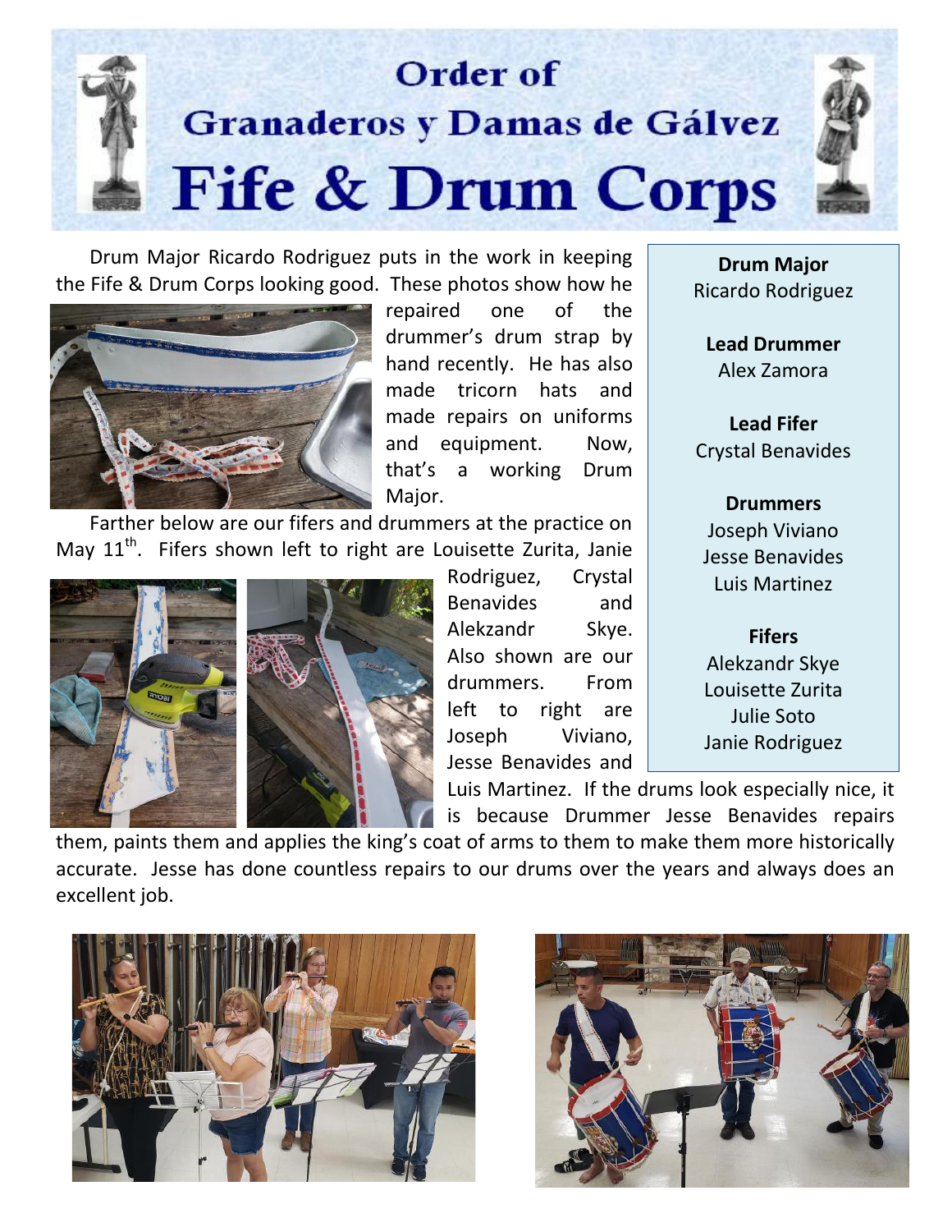# Order of Granaderos y Damas de Gálvez Fife & Drum Corps

Drum Major Ricardo Rodriguez puts in the work in keeping the Fife & Drum Corps looking good. These photos show how he repaired one of the drummer's drum strap by hand recently. He has also made tricorn hats and made repairs on uniforms and equipment. Now, that's a working Drum Major.

Farther below are our fifers and drummers at the practice on May 11th. Fifers shown left to right are Louisette Zurita, Janie Rodriguez, Crystal Benavides and Alekzandr Skye. Also shown are our drummers. From left to right are Joseph Viviano, Jesse Benavides and Luis Martinez. If the drums look especially nice, it is because Drummer Jesse Benavides repairs them, paints them and applies the king's coat of arms to them to make them more historically accurate. Jesse has done countless repairs to our drums over the years and always does an excellent job.

**Drum Major**
Ricardo Rodriguez

**Lead Drummer**
Alex Zamora

**Lead Fifer**
Crystal Benavides

**Drummers**
Joseph Viviano
Jesse Benavides
Luis Martinez

**Fifers**
Alekzandr Skye
Louisette Zurita
Julie Soto
Janie Rodriguez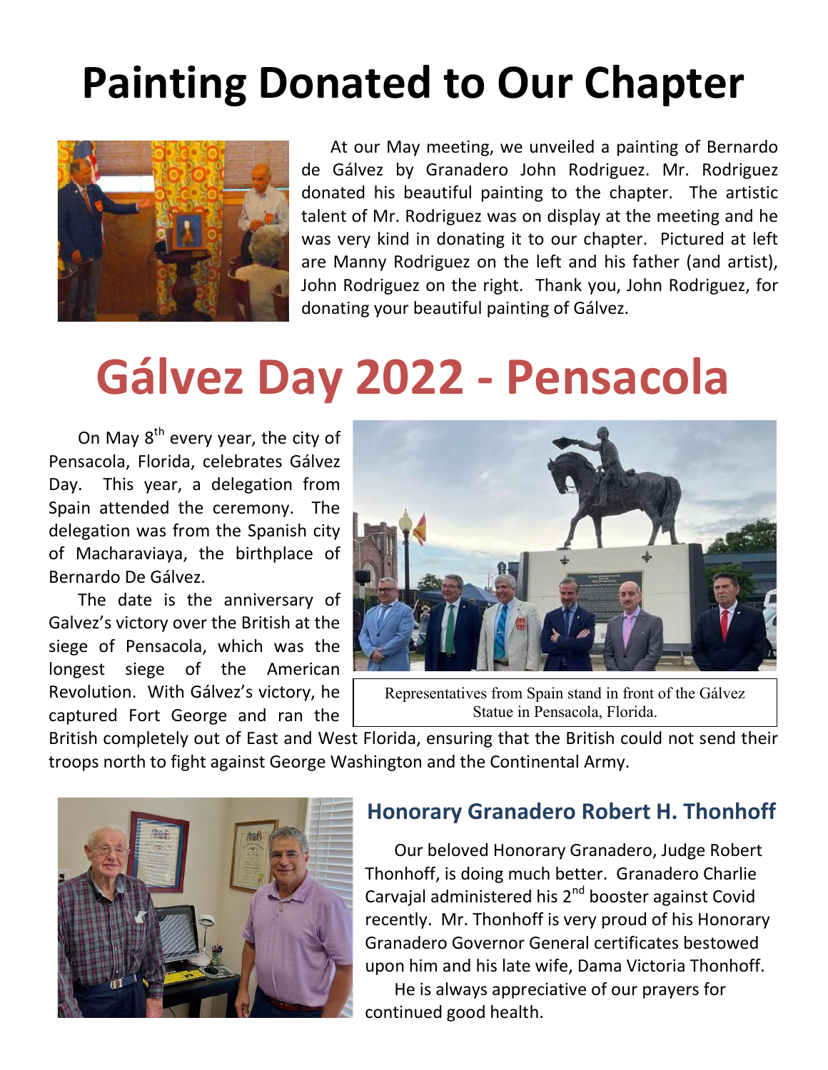# Painting Donated to Our Chapter

At our May meeting, we unveiled a painting of Bernardo de Gálvez by Granadero John Rodriguez. Mr. Rodriguez donated his beautiful painting to the chapter. The artistic talent of Mr. Rodriguez was on display at the meeting and he was very kind in donating it to our chapter. Pictured at left are Manny Rodriguez on the left and his father (and artist), John Rodriguez on the right. Thank you, John Rodriguez, for donating your beautiful painting of Gálvez.

# Gálvez Day 2022 - Pensacola

On May 8th every year, the city of Pensacola, Florida, celebrates Gálvez Day. This year, a delegation from Spain attended the ceremony. The delegation was from the Spanish city of Macharaviaya, the birthplace of Bernardo De Gálvez.

The date is the anniversary of Galvez's victory over the British at the siege of Pensacola, which was the longest siege of the American Revolution. With Gálvez's victory, he captured Fort George and ran the British completely out of East and West Florida, ensuring that the British could not send their troops north to fight against George Washington and the Continental Army.

Representatives from Spain stand in front of the Gálvez Statue in Pensacola, Florida.

## Honorary Granadero Robert H. Thonhoff

Our beloved Honorary Granadero, Judge Robert Thonhoff, is doing much better. Granadero Charlie Carvajal administered his 2nd booster against Covid recently. Mr. Thonhoff is very proud of his Honorary Granadero Governor General certificates bestowed upon him and his late wife, Dama Victoria Thonhoff.

He is always appreciative of our prayers for continued good health.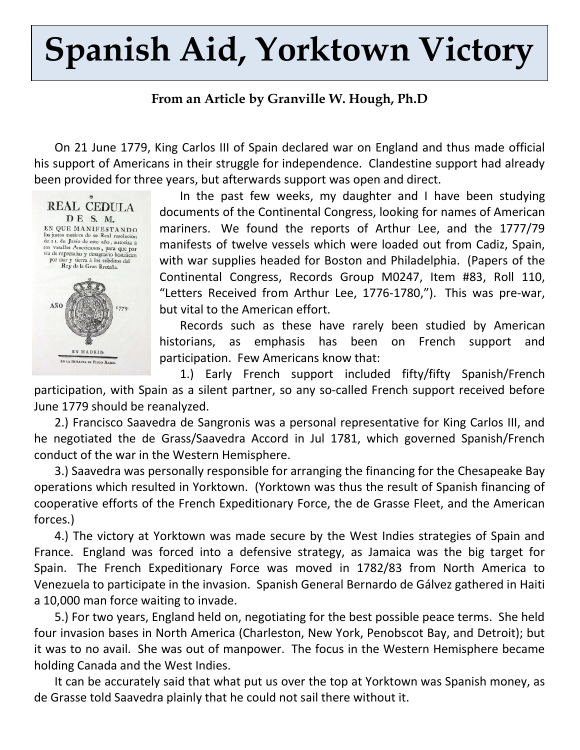# Spanish Aid, Yorktown Victory

**From an Article by Granville W. Hough, Ph.D**

On 21 June 1779, King Carlos III of Spain declared war on England and thus made official his support of Americans in their struggle for independence. Clandestine support had already been provided for three years, but afterwards support was open and direct.

In the past few weeks, my daughter and I have been studying documents of the Continental Congress, looking for names of American mariners. We found the reports of Arthur Lee, and the 1777/79 manifests of twelve vessels which were loaded out from Cadiz, Spain, with war supplies headed for Boston and Philadelphia. (Papers of the Continental Congress, Records Group M0247, Item #83, Roll 110, "Letters Received from Arthur Lee, 1776-1780,"). This was pre-war, but vital to the American effort.

Records such as these have rarely been studied by American historians, as emphasis has been on French support and participation. Few Americans know that:

1.) Early French support included fifty/fifty Spanish/French participation, with Spain as a silent partner, so any so-called French support received before June 1779 should be reanalyzed.

2.) Francisco Saavedra de Sangronis was a personal representative for King Carlos III, and he negotiated the de Grass/Saavedra Accord in Jul 1781, which governed Spanish/French conduct of the war in the Western Hemisphere.

3.) Saavedra was personally responsible for arranging the financing for the Chesapeake Bay operations which resulted in Yorktown. (Yorktown was thus the result of Spanish financing of cooperative efforts of the French Expeditionary Force, the de Grasse Fleet, and the American forces.)

4.) The victory at Yorktown was made secure by the West Indies strategies of Spain and France. England was forced into a defensive strategy, as Jamaica was the big target for Spain. The French Expeditionary Force was moved in 1782/83 from North America to Venezuela to participate in the invasion. Spanish General Bernardo de Gálvez gathered in Haiti a 10,000 man force waiting to invade.

5.) For two years, England held on, negotiating for the best possible peace terms. She held four invasion bases in North America (Charleston, New York, Penobscot Bay, and Detroit); but it was to no avail. She was out of manpower. The focus in the Western Hemisphere became holding Canada and the West Indies.

It can be accurately said that what put us over the top at Yorktown was Spanish money, as de Grasse told Saavedra plainly that he could not sail there without it.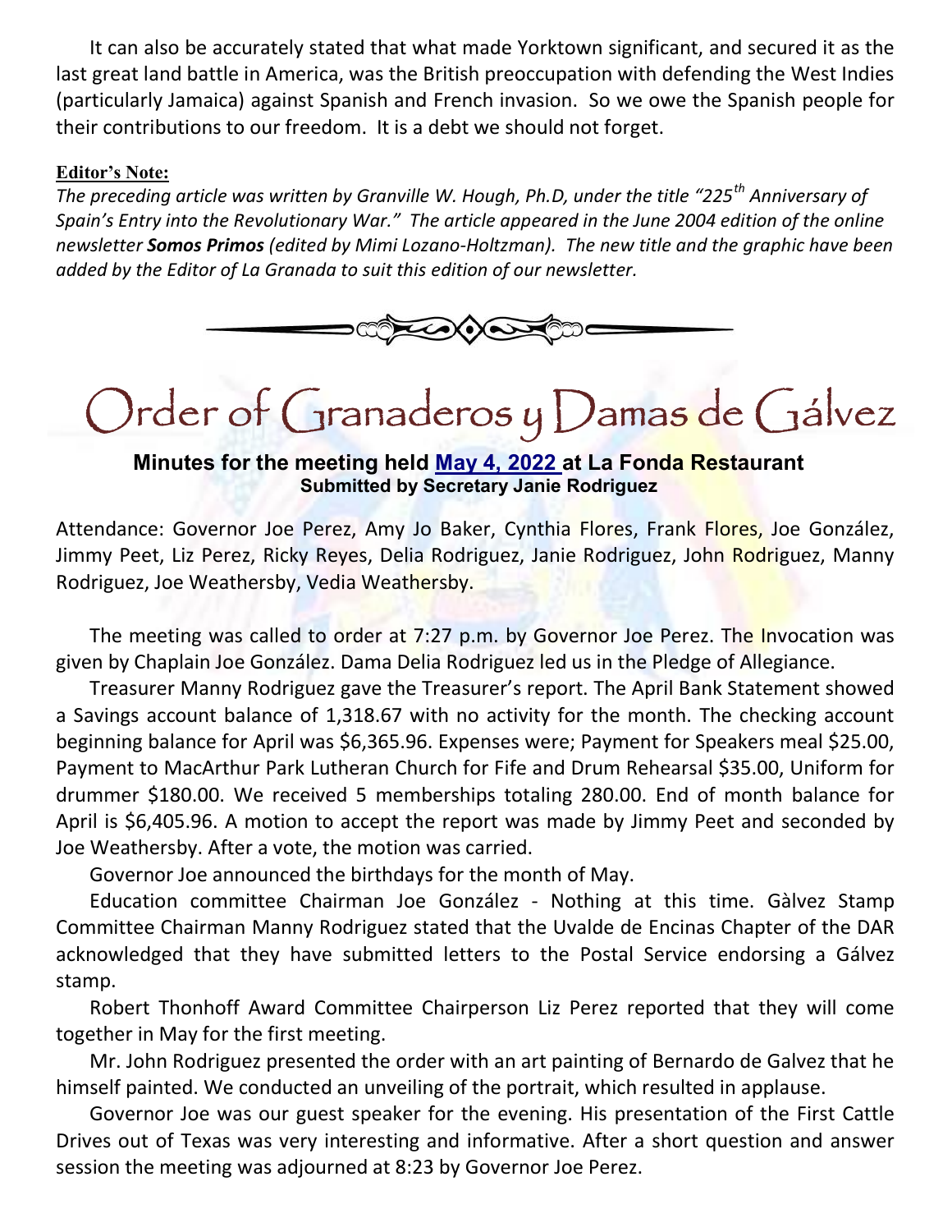It can also be accurately stated that what made Yorktown significant, and secured it as the last great land battle in America, was the British preoccupation with defending the West Indies (particularly Jamaica) against Spanish and French invasion. So we owe the Spanish people for their contributions to our freedom. It is a debt we should not forget.

**Editor's Note:**

*The preceding article was written by Granville W. Hough, Ph.D, under the title "225th Anniversary of Spain's Entry into the Revolutionary War." The article appeared in the June 2004 edition of the online newsletter* ***Somos Primos*** *(edited by Mimi Lozano-Holtzman). The new title and the graphic have been added by the Editor of La Granada to suit this edition of our newsletter.*

# Order of Granaderos y Damas de Gálvez

### Minutes for the meeting held May 4, 2022 at La Fonda Restaurant

**Submitted by Secretary Janie Rodriguez**

Attendance: Governor Joe Perez, Amy Jo Baker, Cynthia Flores, Frank Flores, Joe González, Jimmy Peet, Liz Perez, Ricky Reyes, Delia Rodriguez, Janie Rodriguez, John Rodriguez, Manny Rodriguez, Joe Weathersby, Vedia Weathersby.

The meeting was called to order at 7:27 p.m. by Governor Joe Perez. The Invocation was given by Chaplain Joe González. Dama Delia Rodriguez led us in the Pledge of Allegiance.

Treasurer Manny Rodriguez gave the Treasurer's report. The April Bank Statement showed a Savings account balance of 1,318.67 with no activity for the month. The checking account beginning balance for April was $6,365.96. Expenses were; Payment for Speakers meal $25.00, Payment to MacArthur Park Lutheran Church for Fife and Drum Rehearsal $35.00, Uniform for drummer $180.00. We received 5 memberships totaling 280.00. End of month balance for April is $6,405.96. A motion to accept the report was made by Jimmy Peet and seconded by Joe Weathersby. After a vote, the motion was carried.

Governor Joe announced the birthdays for the month of May.

Education committee Chairman Joe González - Nothing at this time. Gàlvez Stamp Committee Chairman Manny Rodriguez stated that the Uvalde de Encinas Chapter of the DAR acknowledged that they have submitted letters to the Postal Service endorsing a Gálvez stamp.

Robert Thonhoff Award Committee Chairperson Liz Perez reported that they will come together in May for the first meeting.

Mr. John Rodriguez presented the order with an art painting of Bernardo de Galvez that he himself painted. We conducted an unveiling of the portrait, which resulted in applause.

Governor Joe was our guest speaker for the evening. His presentation of the First Cattle Drives out of Texas was very interesting and informative. After a short question and answer session the meeting was adjourned at 8:23 by Governor Joe Perez.